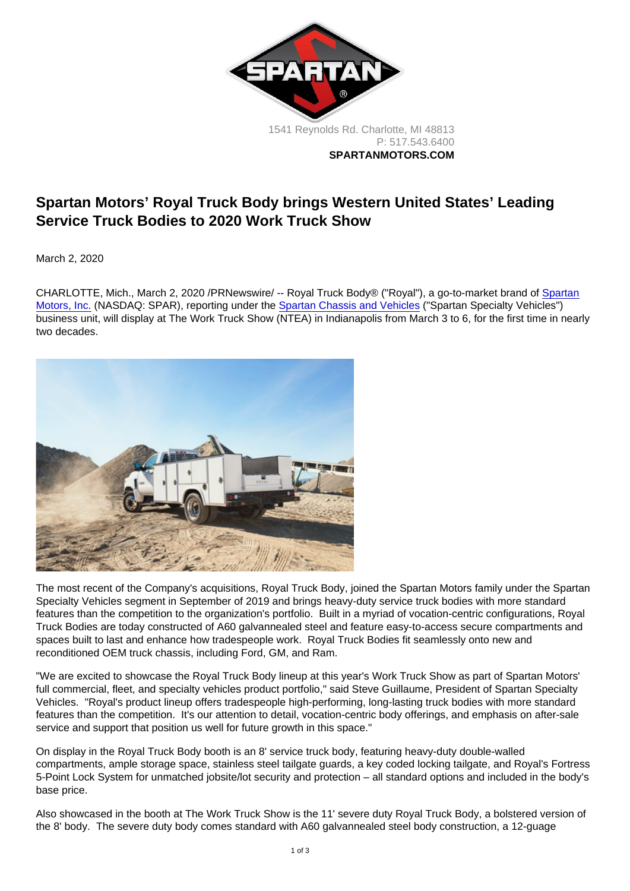1541 Reynolds Rd. Charlotte, MI 48813
P: 517.543.6400
**SPARTANMOTORS.COM**

# Spartan Motors' Royal Truck Body brings Western United States' Leading Service Truck Bodies to 2020 Work Truck Show

March 2, 2020

CHARLOTTE, Mich., March 2, 2020 /PRNewswire/ -- Royal Truck Body® ("Royal"), a go-to-market brand of Spartan Motors, Inc. (NASDAQ: SPAR), reporting under the Spartan Chassis and Vehicles ("Spartan Specialty Vehicles") business unit, will display at The Work Truck Show (NTEA) in Indianapolis from March 3 to 6, for the first time in nearly two decades.

The most recent of the Company's acquisitions, Royal Truck Body, joined the Spartan Motors family under the Spartan Specialty Vehicles segment in September of 2019 and brings heavy-duty service truck bodies with more standard features than the competition to the organization's portfolio. Built in a myriad of vocation-centric configurations, Royal Truck Bodies are today constructed of A60 galvannealed steel and feature easy-to-access secure compartments and spaces built to last and enhance how tradespeople work. Royal Truck Bodies fit seamlessly onto new and reconditioned OEM truck chassis, including Ford, GM, and Ram.

"We are excited to showcase the Royal Truck Body lineup at this year's Work Truck Show as part of Spartan Motors' full commercial, fleet, and specialty vehicles product portfolio," said Steve Guillaume, President of Spartan Specialty Vehicles. "Royal's product lineup offers tradespeople high-performing, long-lasting truck bodies with more standard features than the competition. It's our attention to detail, vocation-centric body offerings, and emphasis on after-sale service and support that position us well for future growth in this space."

On display in the Royal Truck Body booth is an 8' service truck body, featuring heavy-duty double-walled compartments, ample storage space, stainless steel tailgate guards, a key coded locking tailgate, and Royal's Fortress 5-Point Lock System for unmatched jobsite/lot security and protection – all standard options and included in the body's base price.

Also showcased in the booth at The Work Truck Show is the 11' severe duty Royal Truck Body, a bolstered version of the 8' body. The severe duty body comes standard with A60 galvannealed steel body construction, a 12-guage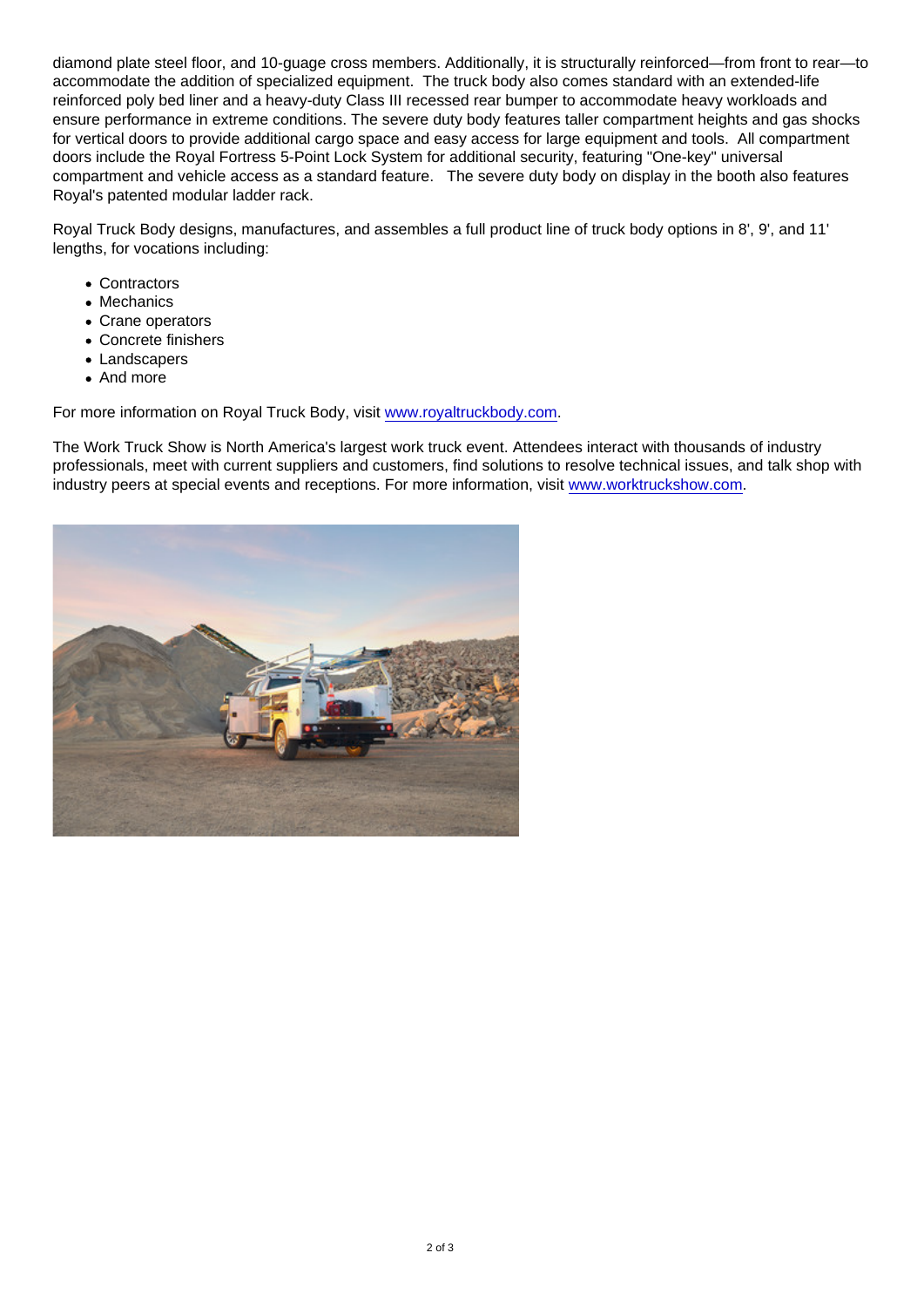diamond plate steel floor, and 10-guage cross members. Additionally, it is structurally reinforced—from front to rear—to accommodate the addition of specialized equipment.  The truck body also comes standard with an extended-life reinforced poly bed liner and a heavy-duty Class III recessed rear bumper to accommodate heavy workloads and ensure performance in extreme conditions. The severe duty body features taller compartment heights and gas shocks for vertical doors to provide additional cargo space and easy access for large equipment and tools.  All compartment doors include the Royal Fortress 5-Point Lock System for additional security, featuring "One-key" universal compartment and vehicle access as a standard feature.   The severe duty body on display in the booth also features Royal's patented modular ladder rack.

Royal Truck Body designs, manufactures, and assembles a full product line of truck body options in 8', 9', and 11' lengths, for vocations including:

- Contractors
- Mechanics
- Crane operators
- Concrete finishers
- Landscapers
- And more

For more information on Royal Truck Body, visit www.royaltruckbody.com.

The Work Truck Show is North America's largest work truck event. Attendees interact with thousands of industry professionals, meet with current suppliers and customers, find solutions to resolve technical issues, and talk shop with industry peers at special events and receptions. For more information, visit www.worktruckshow.com.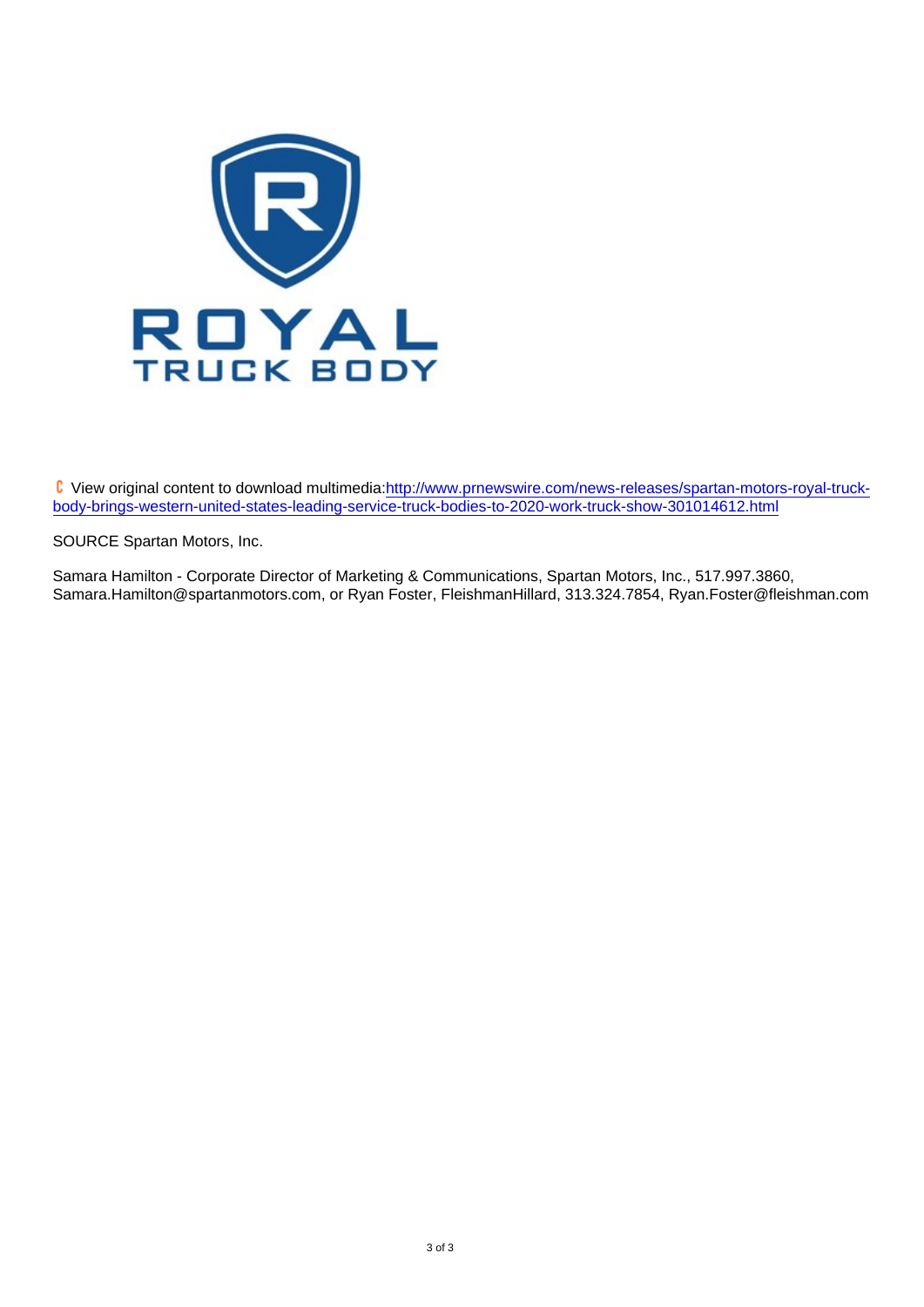View original content to download multimedia:http://www.prnewswire.com/news-releases/spartan-motors-royal-truck-body-brings-western-united-states-leading-service-truck-bodies-to-2020-work-truck-show-301014612.html

SOURCE Spartan Motors, Inc.

Samara Hamilton - Corporate Director of Marketing & Communications, Spartan Motors, Inc., 517.997.3860, Samara.Hamilton@spartanmotors.com, or Ryan Foster, FleishmanHillard, 313.324.7854, Ryan.Foster@fleishman.com